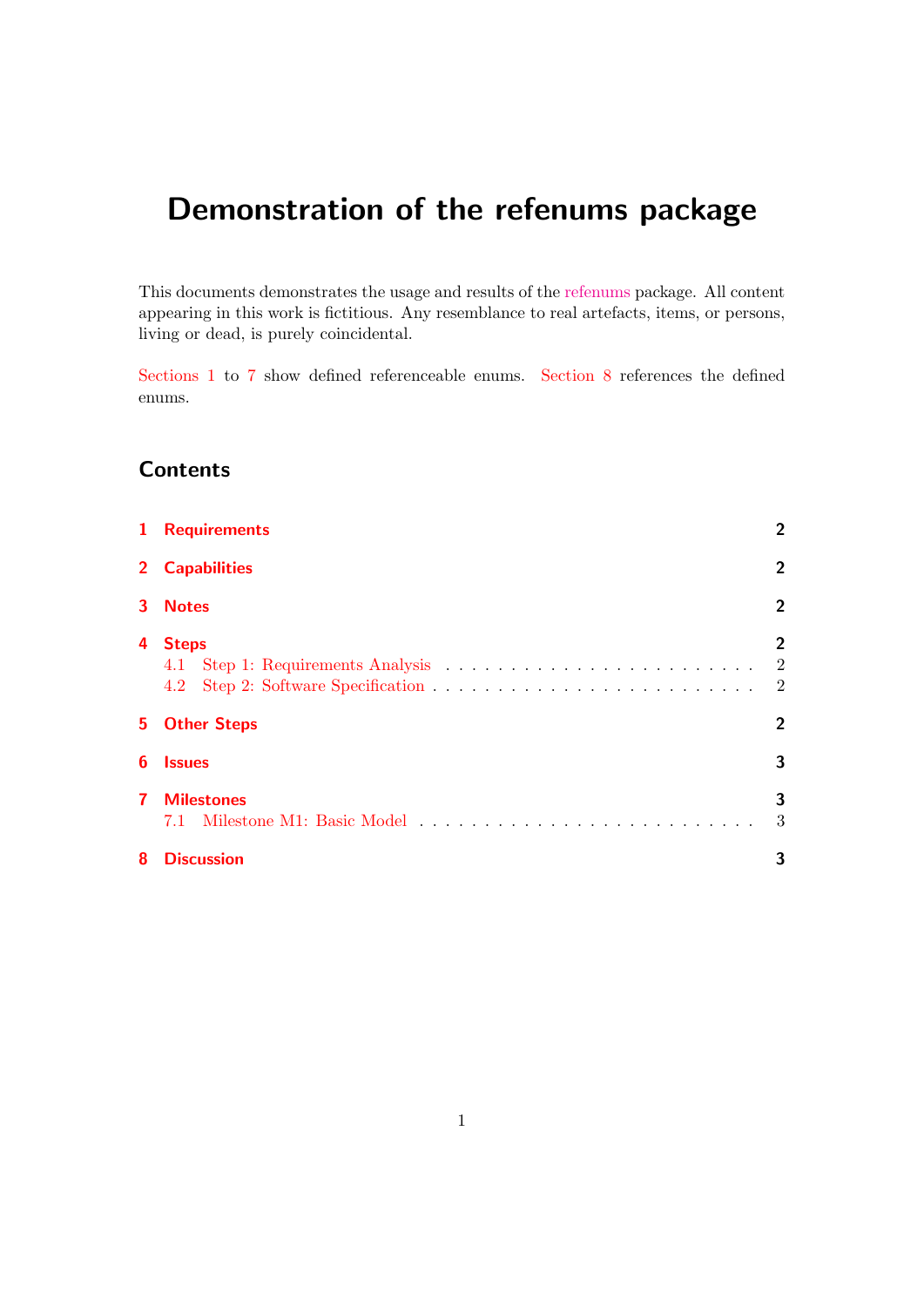# Demonstration of the refenums package

This documents demonstrates the usage and results of the refenums package. All content appearing in this work is fictitious. Any resemblance to real artefacts, items, or persons, living or dead, is purely coincidental.

Sections 1 to 7 show defined referenceable enums. Section 8 references the defined enums.

## Contents

1 Requirements ... 2

2 Capabilities ... 2

3 Notes ... 2

4 Steps ... 2
- 4.1 Step 1: Requirements Analysis ... 2
- 4.2 Step 2: Software Specification ... 2

5 Other Steps ... 2

6 Issues ... 3

7 Milestones ... 3
- 7.1 Milestone M1: Basic Model ... 3

8 Discussion ... 3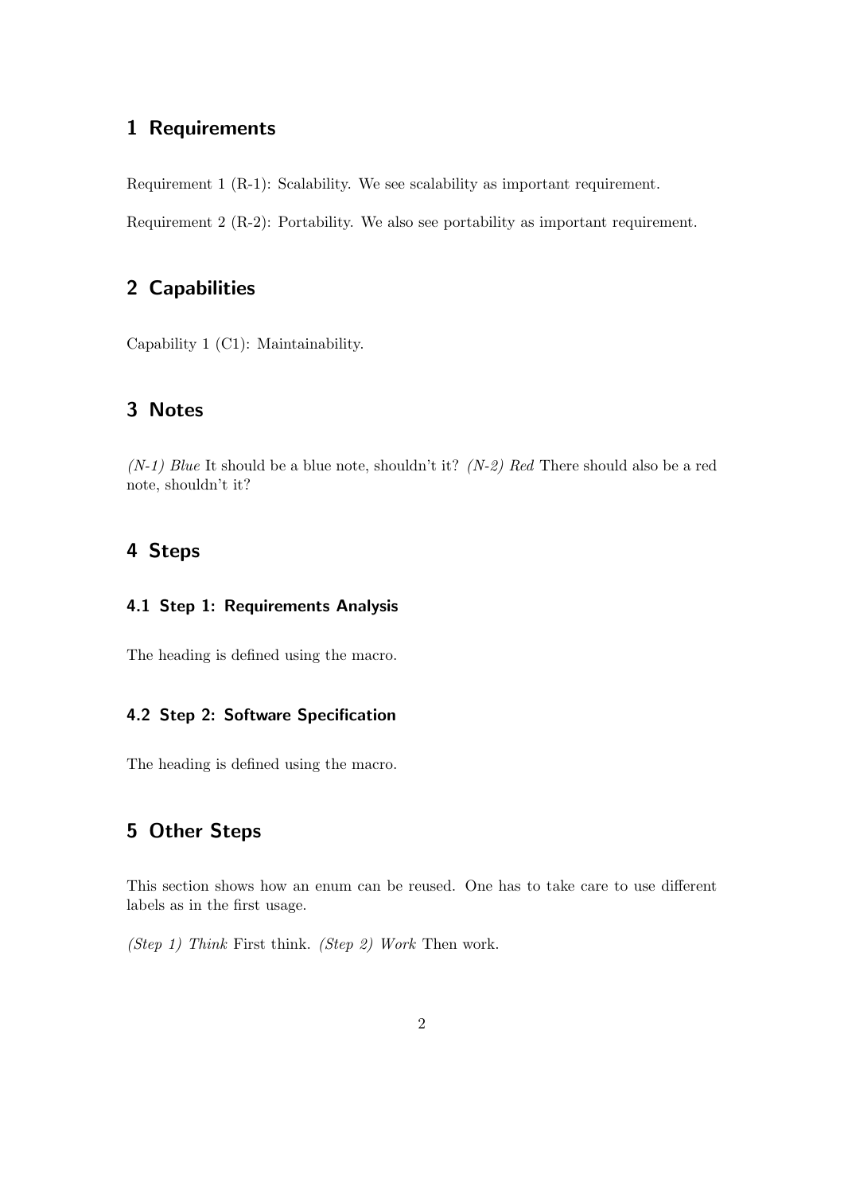## 1 Requirements

Requirement 1 (R-1): Scalability. We see scalability as important requirement.

Requirement 2 (R-2): Portability. We also see portability as important requirement.

## 2 Capabilities

Capability 1 (C1): Maintainability.

## 3 Notes

*(N-1) Blue* It should be a blue note, shouldn't it? *(N-2) Red* There should also be a red note, shouldn't it?

## 4 Steps

### 4.1 Step 1: Requirements Analysis

The heading is defined using the macro.

### 4.2 Step 2: Software Specification

The heading is defined using the macro.

## 5 Other Steps

This section shows how an enum can be reused. One has to take care to use different labels as in the first usage.

*(Step 1) Think* First think. *(Step 2) Work* Then work.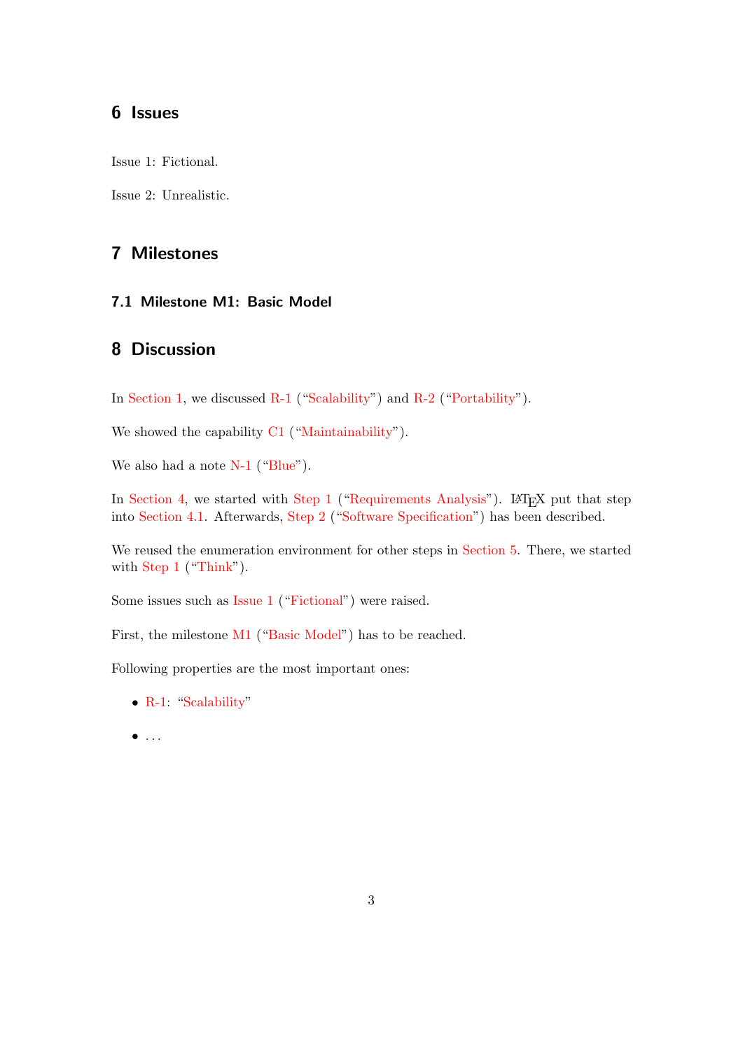# 6 Issues

Issue 1: Fictional.

Issue 2: Unrealistic.

# 7 Milestones

## 7.1 Milestone M1: Basic Model

# 8 Discussion

In Section 1, we discussed R-1 ("Scalability") and R-2 ("Portability").

We showed the capability C1 ("Maintainability").

We also had a note N-1 ("Blue").

In Section 4, we started with Step 1 ("Requirements Analysis"). LaTeX put that step into Section 4.1. Afterwards, Step 2 ("Software Specification") has been described.

We reused the enumeration environment for other steps in Section 5. There, we started with Step 1 ("Think").

Some issues such as Issue 1 ("Fictional") were raised.

First, the milestone M1 ("Basic Model") has to be reached.

Following properties are the most important ones:

- R-1: "Scalability"
- ...